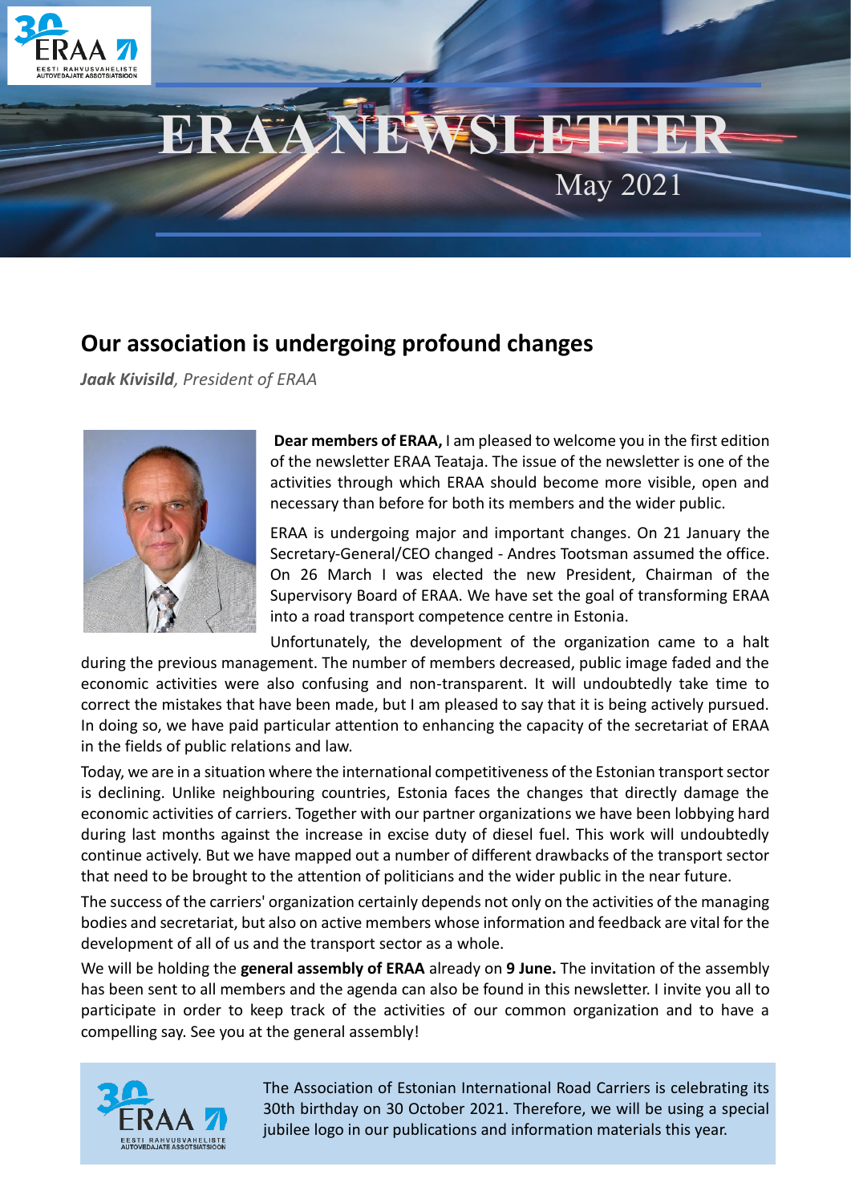# ERAA NEWSLETTER

May 2021

## Our association is undergoing profound changes

***Jaak Kivisild**, President of ERAA*

**Dear members of ERAA,** I am pleased to welcome you in the first edition of the newsletter ERAA Teataja. The issue of the newsletter is one of the activities through which ERAA should become more visible, open and necessary than before for both its members and the wider public.

ERAA is undergoing major and important changes. On 21 January the Secretary-General/CEO changed - Andres Tootsman assumed the office. On 26 March I was elected the new President, Chairman of the Supervisory Board of ERAA. We have set the goal of transforming ERAA into a road transport competence centre in Estonia.

Unfortunately, the development of the organization came to a halt during the previous management. The number of members decreased, public image faded and the economic activities were also confusing and non-transparent. It will undoubtedly take time to correct the mistakes that have been made, but I am pleased to say that it is being actively pursued. In doing so, we have paid particular attention to enhancing the capacity of the secretariat of ERAA in the fields of public relations and law.

Today, we are in a situation where the international competitiveness of the Estonian transport sector is declining. Unlike neighbouring countries, Estonia faces the changes that directly damage the economic activities of carriers. Together with our partner organizations we have been lobbying hard during last months against the increase in excise duty of diesel fuel. This work will undoubtedly continue actively. But we have mapped out a number of different drawbacks of the transport sector that need to be brought to the attention of politicians and the wider public in the near future.

The success of the carriers' organization certainly depends not only on the activities of the managing bodies and secretariat, but also on active members whose information and feedback are vital for the development of all of us and the transport sector as a whole.

We will be holding the **general assembly of ERAA** already on **9 June.** The invitation of the assembly has been sent to all members and the agenda can also be found in this newsletter. I invite you all to participate in order to keep track of the activities of our common organization and to have a compelling say. See you at the general assembly!

The Association of Estonian International Road Carriers is celebrating its 30th birthday on 30 October 2021. Therefore, we will be using a special jubilee logo in our publications and information materials this year.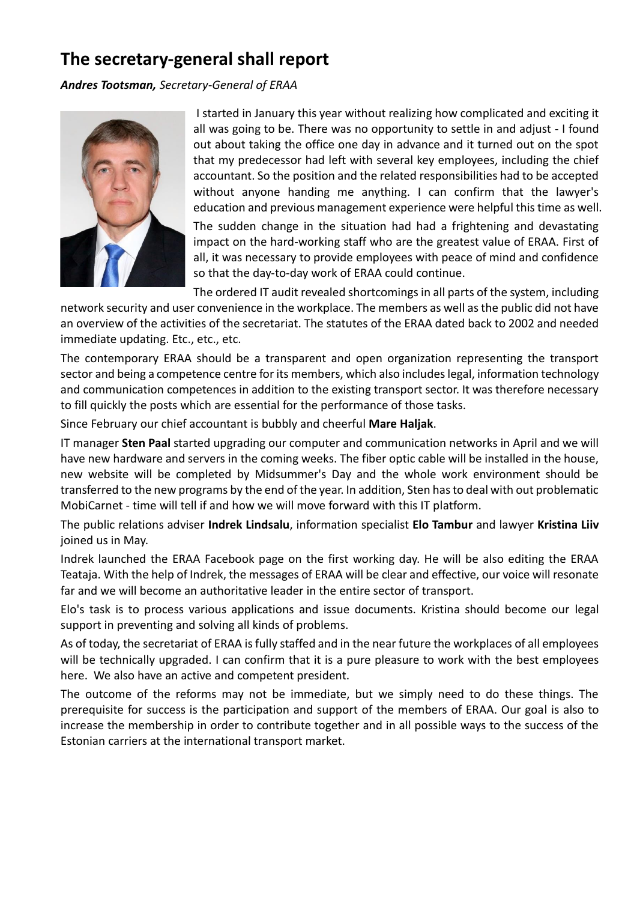# The secretary-general shall report

***Andres Tootsman,*** *Secretary-General of ERAA*

I started in January this year without realizing how complicated and exciting it all was going to be. There was no opportunity to settle in and adjust - I found out about taking the office one day in advance and it turned out on the spot that my predecessor had left with several key employees, including the chief accountant. So the position and the related responsibilities had to be accepted without anyone handing me anything. I can confirm that the lawyer's education and previous management experience were helpful this time as well.

The sudden change in the situation had had a frightening and devastating impact on the hard-working staff who are the greatest value of ERAA. First of all, it was necessary to provide employees with peace of mind and confidence so that the day-to-day work of ERAA could continue.

The ordered IT audit revealed shortcomings in all parts of the system, including network security and user convenience in the workplace. The members as well as the public did not have an overview of the activities of the secretariat. The statutes of the ERAA dated back to 2002 and needed immediate updating. Etc., etc., etc.

The contemporary ERAA should be a transparent and open organization representing the transport sector and being a competence centre for its members, which also includes legal, information technology and communication competences in addition to the existing transport sector. It was therefore necessary to fill quickly the posts which are essential for the performance of those tasks.

Since February our chief accountant is bubbly and cheerful **Mare Haljak**.

IT manager **Sten Paal** started upgrading our computer and communication networks in April and we will have new hardware and servers in the coming weeks. The fiber optic cable will be installed in the house, new website will be completed by Midsummer's Day and the whole work environment should be transferred to the new programs by the end of the year. In addition, Sten has to deal with out problematic MobiCarnet - time will tell if and how we will move forward with this IT platform.

The public relations adviser **Indrek Lindsalu**, information specialist **Elo Tambur** and lawyer **Kristina Liiv** joined us in May.

Indrek launched the ERAA Facebook page on the first working day. He will be also editing the ERAA Teataja. With the help of Indrek, the messages of ERAA will be clear and effective, our voice will resonate far and we will become an authoritative leader in the entire sector of transport.

Elo's task is to process various applications and issue documents. Kristina should become our legal support in preventing and solving all kinds of problems.

As of today, the secretariat of ERAA is fully staffed and in the near future the workplaces of all employees will be technically upgraded. I can confirm that it is a pure pleasure to work with the best employees here. We also have an active and competent president.

The outcome of the reforms may not be immediate, but we simply need to do these things. The prerequisite for success is the participation and support of the members of ERAA. Our goal is also to increase the membership in order to contribute together and in all possible ways to the success of the Estonian carriers at the international transport market.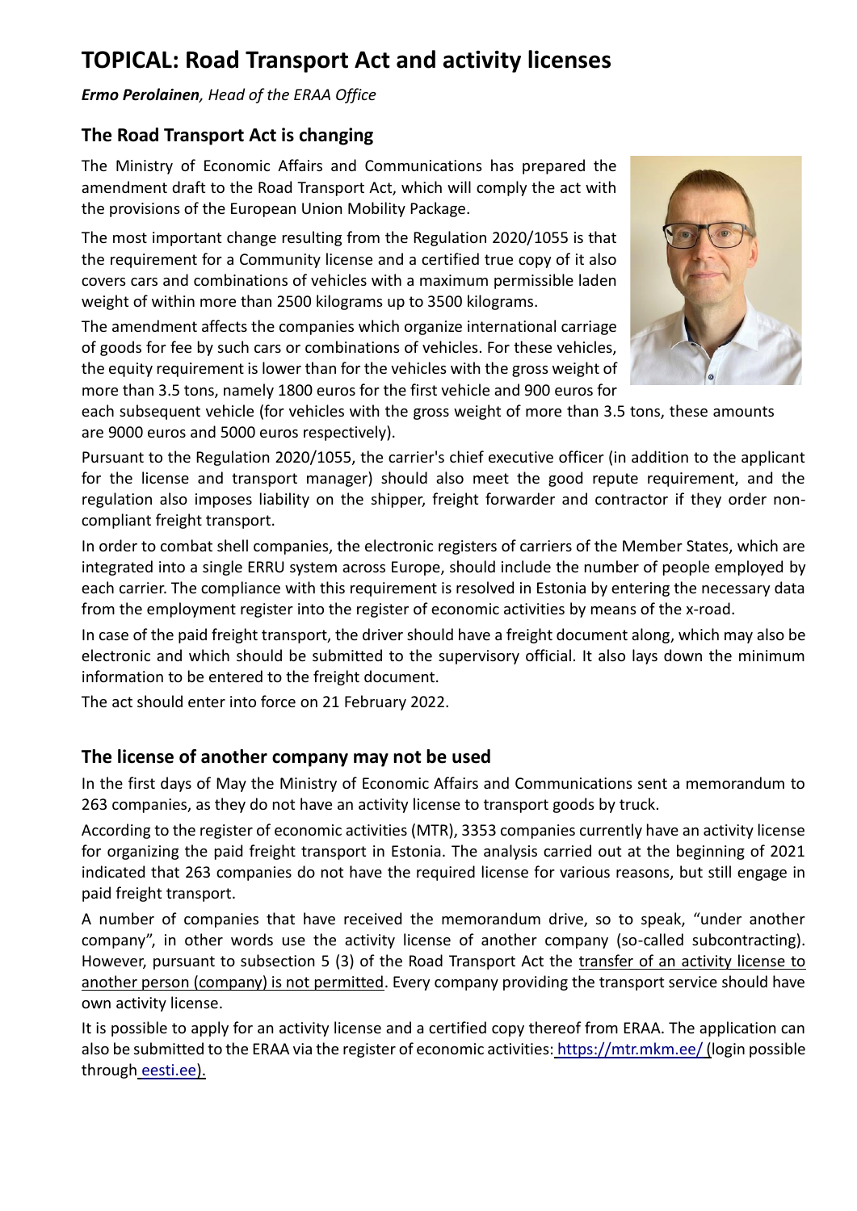# TOPICAL: Road Transport Act and activity licenses

***Ermo Perolainen**, Head of the ERAA Office*

## The Road Transport Act is changing

The Ministry of Economic Affairs and Communications has prepared the amendment draft to the Road Transport Act, which will comply the act with the provisions of the European Union Mobility Package.

The most important change resulting from the Regulation 2020/1055 is that the requirement for a Community license and a certified true copy of it also covers cars and combinations of vehicles with a maximum permissible laden weight of within more than 2500 kilograms up to 3500 kilograms.

The amendment affects the companies which organize international carriage of goods for fee by such cars or combinations of vehicles. For these vehicles, the equity requirement is lower than for the vehicles with the gross weight of more than 3.5 tons, namely 1800 euros for the first vehicle and 900 euros for each subsequent vehicle (for vehicles with the gross weight of more than 3.5 tons, these amounts are 9000 euros and 5000 euros respectively).

Pursuant to the Regulation 2020/1055, the carrier's chief executive officer (in addition to the applicant for the license and transport manager) should also meet the good repute requirement, and the regulation also imposes liability on the shipper, freight forwarder and contractor if they order non-compliant freight transport.

In order to combat shell companies, the electronic registers of carriers of the Member States, which are integrated into a single ERRU system across Europe, should include the number of people employed by each carrier. The compliance with this requirement is resolved in Estonia by entering the necessary data from the employment register into the register of economic activities by means of the x-road.

In case of the paid freight transport, the driver should have a freight document along, which may also be electronic and which should be submitted to the supervisory official. It also lays down the minimum information to be entered to the freight document.

The act should enter into force on 21 February 2022.

## The license of another company may not be used

In the first days of May the Ministry of Economic Affairs and Communications sent a memorandum to 263 companies, as they do not have an activity license to transport goods by truck.

According to the register of economic activities (MTR), 3353 companies currently have an activity license for organizing the paid freight transport in Estonia. The analysis carried out at the beginning of 2021 indicated that 263 companies do not have the required license for various reasons, but still engage in paid freight transport.

A number of companies that have received the memorandum drive, so to speak, "under another company", in other words use the activity license of another company (so-called subcontracting). However, pursuant to subsection 5 (3) of the Road Transport Act the transfer of an activity license to another person (company) is not permitted. Every company providing the transport service should have own activity license.

It is possible to apply for an activity license and a certified copy thereof from ERAA. The application can also be submitted to the ERAA via the register of economic activities: https://mtr.mkm.ee/ (login possible through eesti.ee).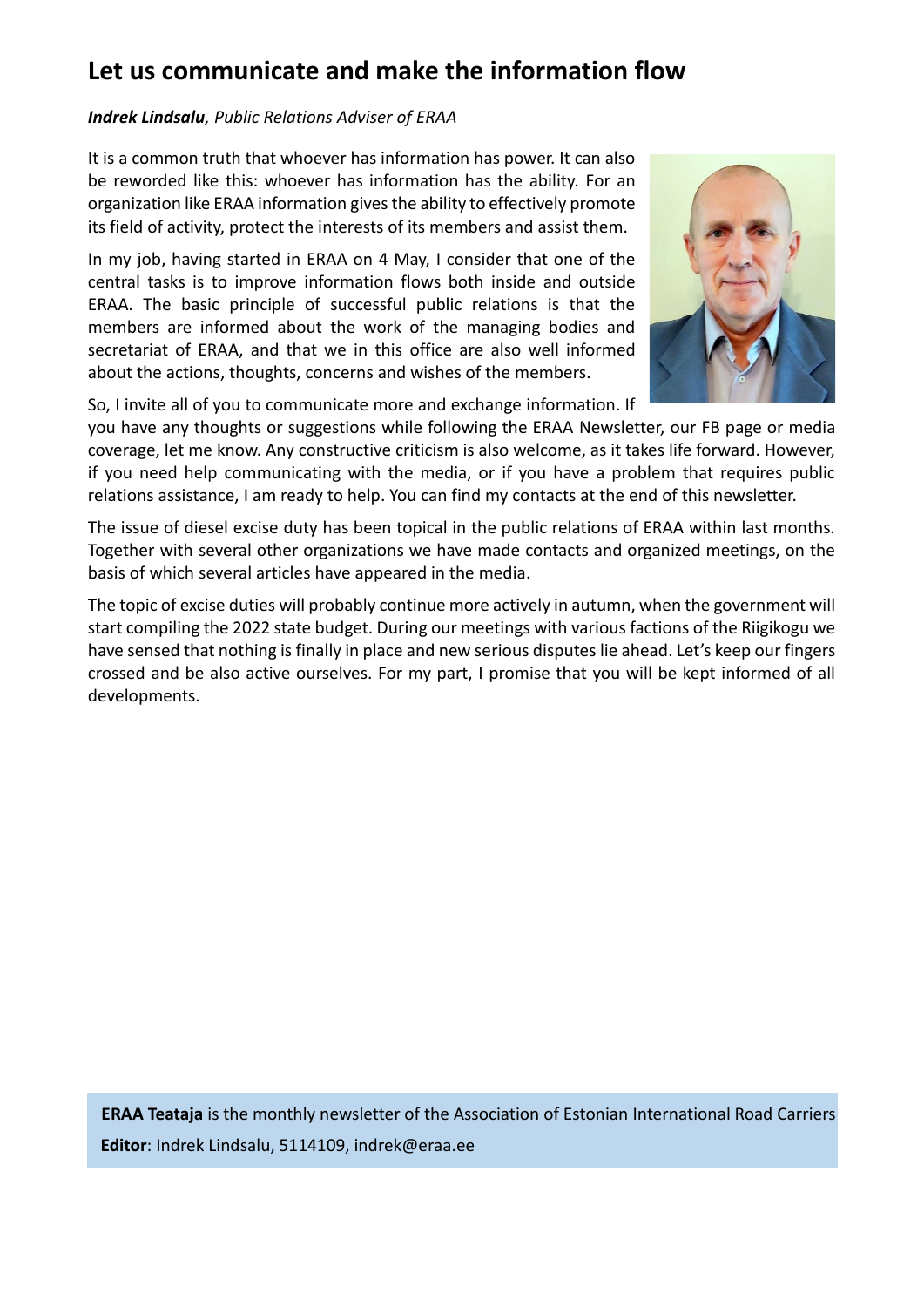## Let us communicate and make the information flow

***Indrek Lindsalu**, Public Relations Adviser of ERAA*

It is a common truth that whoever has information has power. It can also be reworded like this: whoever has information has the ability. For an organization like ERAA information gives the ability to effectively promote its field of activity, protect the interests of its members and assist them.

In my job, having started in ERAA on 4 May, I consider that one of the central tasks is to improve information flows both inside and outside ERAA. The basic principle of successful public relations is that the members are informed about the work of the managing bodies and secretariat of ERAA, and that we in this office are also well informed about the actions, thoughts, concerns and wishes of the members.

So, I invite all of you to communicate more and exchange information. If you have any thoughts or suggestions while following the ERAA Newsletter, our FB page or media coverage, let me know. Any constructive criticism is also welcome, as it takes life forward. However, if you need help communicating with the media, or if you have a problem that requires public relations assistance, I am ready to help. You can find my contacts at the end of this newsletter.

The issue of diesel excise duty has been topical in the public relations of ERAA within last months. Together with several other organizations we have made contacts and organized meetings, on the basis of which several articles have appeared in the media.

The topic of excise duties will probably continue more actively in autumn, when the government will start compiling the 2022 state budget. During our meetings with various factions of the Riigikogu we have sensed that nothing is finally in place and new serious disputes lie ahead. Let's keep our fingers crossed and be also active ourselves. For my part, I promise that you will be kept informed of all developments.

**ERAA Teataja** is the monthly newsletter of the Association of Estonian International Road Carriers

**Editor**: Indrek Lindsalu, 5114109, indrek@eraa.ee